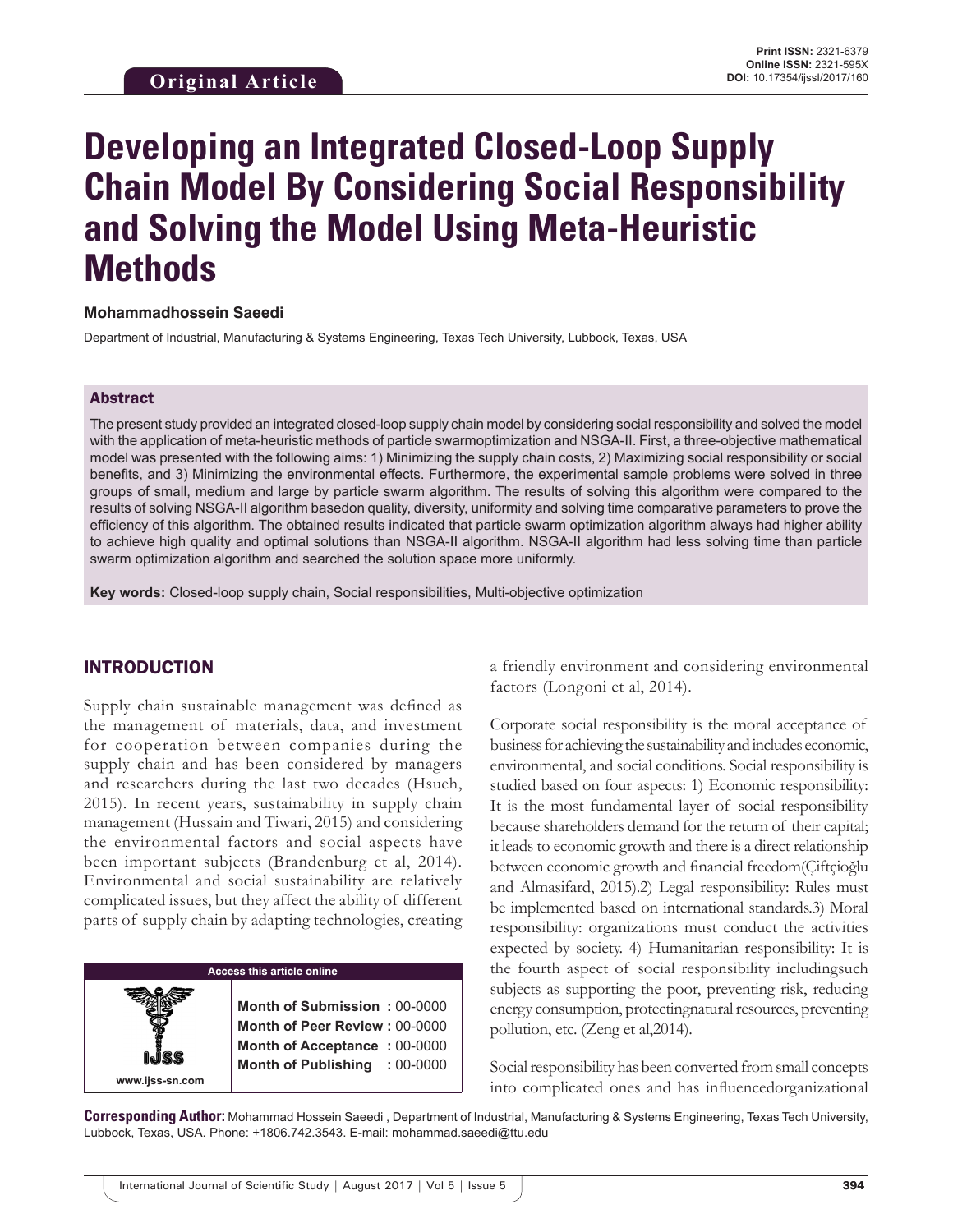Original Article

**Print ISSN:** 2321-6379
**Online ISSN:** 2321-595X
**DOI:** 10.17354/ijssI/2017/160

# Developing an Integrated Closed-Loop Supply Chain Model By Considering Social Responsibility and Solving the Model Using Meta-Heuristic Methods

**Mohammadhossein Saeedi**

Department of Industrial, Manufacturing & Systems Engineering, Texas Tech University, Lubbock, Texas, USA

## Abstract

The present study provided an integrated closed-loop supply chain model by considering social responsibility and solved the model with the application of meta-heuristic methods of particle swarmoptimization and NSGA-II. First, a three-objective mathematical model was presented with the following aims: 1) Minimizing the supply chain costs, 2) Maximizing social responsibility or social benefits, and 3) Minimizing the environmental effects. Furthermore, the experimental sample problems were solved in three groups of small, medium and large by particle swarm algorithm. The results of solving this algorithm were compared to the results of solving NSGA-II algorithm basedon quality, diversity, uniformity and solving time comparative parameters to prove the efficiency of this algorithm. The obtained results indicated that particle swarm optimization algorithm always had higher ability to achieve high quality and optimal solutions than NSGA-II algorithm. NSGA-II algorithm had less solving time than particle swarm optimization algorithm and searched the solution space more uniformly.

**Key words:** Closed-loop supply chain, Social responsibilities, Multi-objective optimization

## INTRODUCTION

Supply chain sustainable management was defined as the management of materials, data, and investment for cooperation between companies during the supply chain and has been considered by managers and researchers during the last two decades (Hsueh, 2015). In recent years, sustainability in supply chain management (Hussain and Tiwari, 2015) and considering the environmental factors and social aspects have been important subjects (Brandenburg et al, 2014). Environmental and social sustainability are relatively complicated issues, but they affect the ability of different parts of supply chain by adapting technologies, creating a friendly environment and considering environmental factors (Longoni et al, 2014).

Corporate social responsibility is the moral acceptance of business for achieving the sustainability and includes economic, environmental, and social conditions. Social responsibility is studied based on four aspects: 1) Economic responsibility: It is the most fundamental layer of social responsibility because shareholders demand for the return of their capital; it leads to economic growth and there is a direct relationship between economic growth and financial freedom(Çiftçioğlu and Almasifard, 2015).2) Legal responsibility: Rules must be implemented based on international standards.3) Moral responsibility: organizations must conduct the activities expected by society. 4) Humanitarian responsibility: It is the fourth aspect of social responsibility includingsuch subjects as supporting the poor, preventing risk, reducing energy consumption, protectingnatural resources, preventing pollution, etc. (Zeng et al,2014).

Social responsibility has been converted from small concepts into complicated ones and has influencedorganizational

| Access this article online | |
|---|---|
| www.ijss-sn.com | **Month of Submission :** 00-0000<br>**Month of Peer Review :** 00-0000<br>**Month of Acceptance :** 00-0000<br>**Month of Publishing :** 00-0000 |

**Corresponding Author:** Mohammad Hossein Saeedi , Department of Industrial, Manufacturing & Systems Engineering, Texas Tech University, Lubbock, Texas, USA. Phone: +1806.742.3543. E-mail: mohammad.saeedi@ttu.edu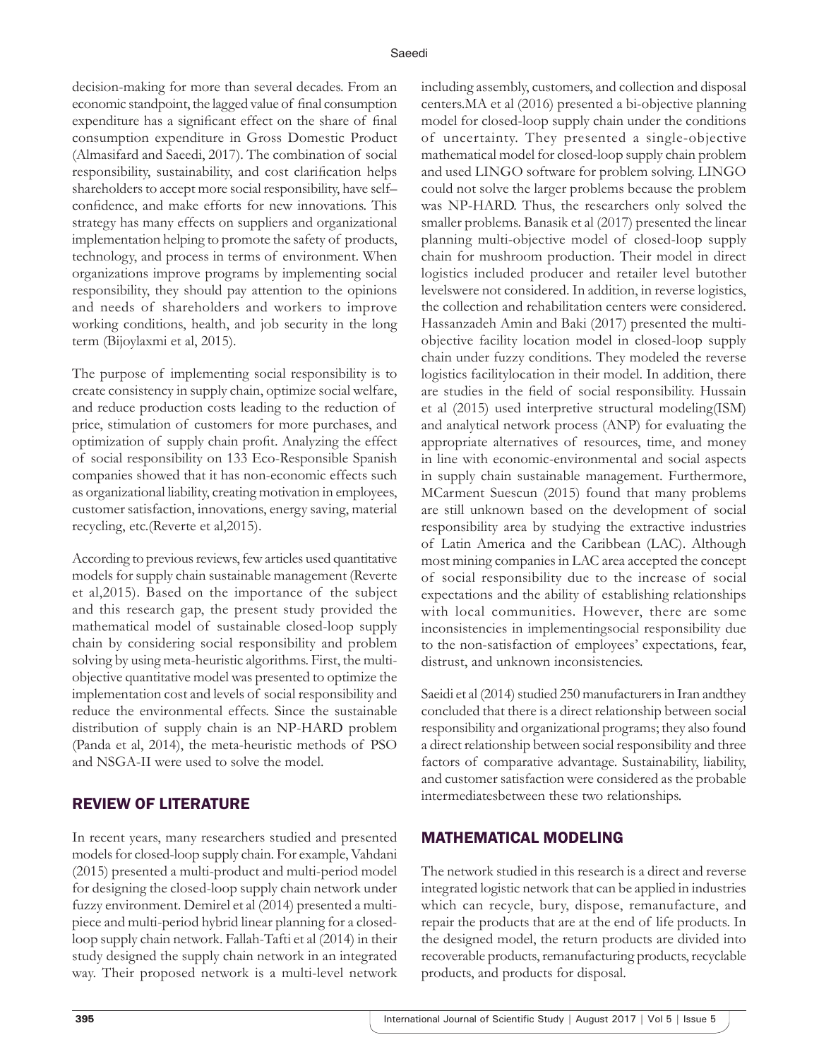decision-making for more than several decades. From an economic standpoint, the lagged value of final consumption expenditure has a significant effect on the share of final consumption expenditure in Gross Domestic Product (Almasifard and Saeedi, 2017). The combination of social responsibility, sustainability, and cost clarification helps shareholders to accept more social responsibility, have self–confidence, and make efforts for new innovations. This strategy has many effects on suppliers and organizational implementation helping to promote the safety of products, technology, and process in terms of environment. When organizations improve programs by implementing social responsibility, they should pay attention to the opinions and needs of shareholders and workers to improve working conditions, health, and job security in the long term (Bijoylaxmi et al, 2015).

The purpose of implementing social responsibility is to create consistency in supply chain, optimize social welfare, and reduce production costs leading to the reduction of price, stimulation of customers for more purchases, and optimization of supply chain profit. Analyzing the effect of social responsibility on 133 Eco-Responsible Spanish companies showed that it has non-economic effects such as organizational liability, creating motivation in employees, customer satisfaction, innovations, energy saving, material recycling, etc.(Reverte et al,2015).

According to previous reviews, few articles used quantitative models for supply chain sustainable management (Reverte et al,2015). Based on the importance of the subject and this research gap, the present study provided the mathematical model of sustainable closed-loop supply chain by considering social responsibility and problem solving by using meta-heuristic algorithms. First, the multi-objective quantitative model was presented to optimize the implementation cost and levels of social responsibility and reduce the environmental effects. Since the sustainable distribution of supply chain is an NP-HARD problem (Panda et al, 2014), the meta-heuristic methods of PSO and NSGA-II were used to solve the model.

## REVIEW OF LITERATURE

In recent years, many researchers studied and presented models for closed-loop supply chain. For example, Vahdani (2015) presented a multi-product and multi-period model for designing the closed-loop supply chain network under fuzzy environment. Demirel et al (2014) presented a multi-piece and multi-period hybrid linear planning for a closed-loop supply chain network. Fallah-Tafti et al (2014) in their study designed the supply chain network in an integrated way. Their proposed network is a multi-level network including assembly, customers, and collection and disposal centers.MA et al (2016) presented a bi-objective planning model for closed-loop supply chain under the conditions of uncertainty. They presented a single-objective mathematical model for closed-loop supply chain problem and used LINGO software for problem solving. LINGO could not solve the larger problems because the problem was NP-HARD. Thus, the researchers only solved the smaller problems. Banasik et al (2017) presented the linear planning multi-objective model of closed-loop supply chain for mushroom production. Their model in direct logistics included producer and retailer level butother levelswere not considered. In addition, in reverse logistics, the collection and rehabilitation centers were considered. Hassanzadeh Amin and Baki (2017) presented the multi-objective facility location model in closed-loop supply chain under fuzzy conditions. They modeled the reverse logistics facilitylocation in their model. In addition, there are studies in the field of social responsibility. Hussain et al (2015) used interpretive structural modeling(ISM) and analytical network process (ANP) for evaluating the appropriate alternatives of resources, time, and money in line with economic-environmental and social aspects in supply chain sustainable management. Furthermore, MCarment Suescun (2015) found that many problems are still unknown based on the development of social responsibility area by studying the extractive industries of Latin America and the Caribbean (LAC). Although most mining companies in LAC area accepted the concept of social responsibility due to the increase of social expectations and the ability of establishing relationships with local communities. However, there are some inconsistencies in implementingsocial responsibility due to the non-satisfaction of employees' expectations, fear, distrust, and unknown inconsistencies.

Saeidi et al (2014) studied 250 manufacturers in Iran andthey concluded that there is a direct relationship between social responsibility and organizational programs; they also found a direct relationship between social responsibility and three factors of comparative advantage. Sustainability, liability, and customer satisfaction were considered as the probable intermediatesbetween these two relationships.

## MATHEMATICAL MODELING

The network studied in this research is a direct and reverse integrated logistic network that can be applied in industries which can recycle, bury, dispose, remanufacture, and repair the products that are at the end of life products. In the designed model, the return products are divided into recoverable products, remanufacturing products, recyclable products, and products for disposal.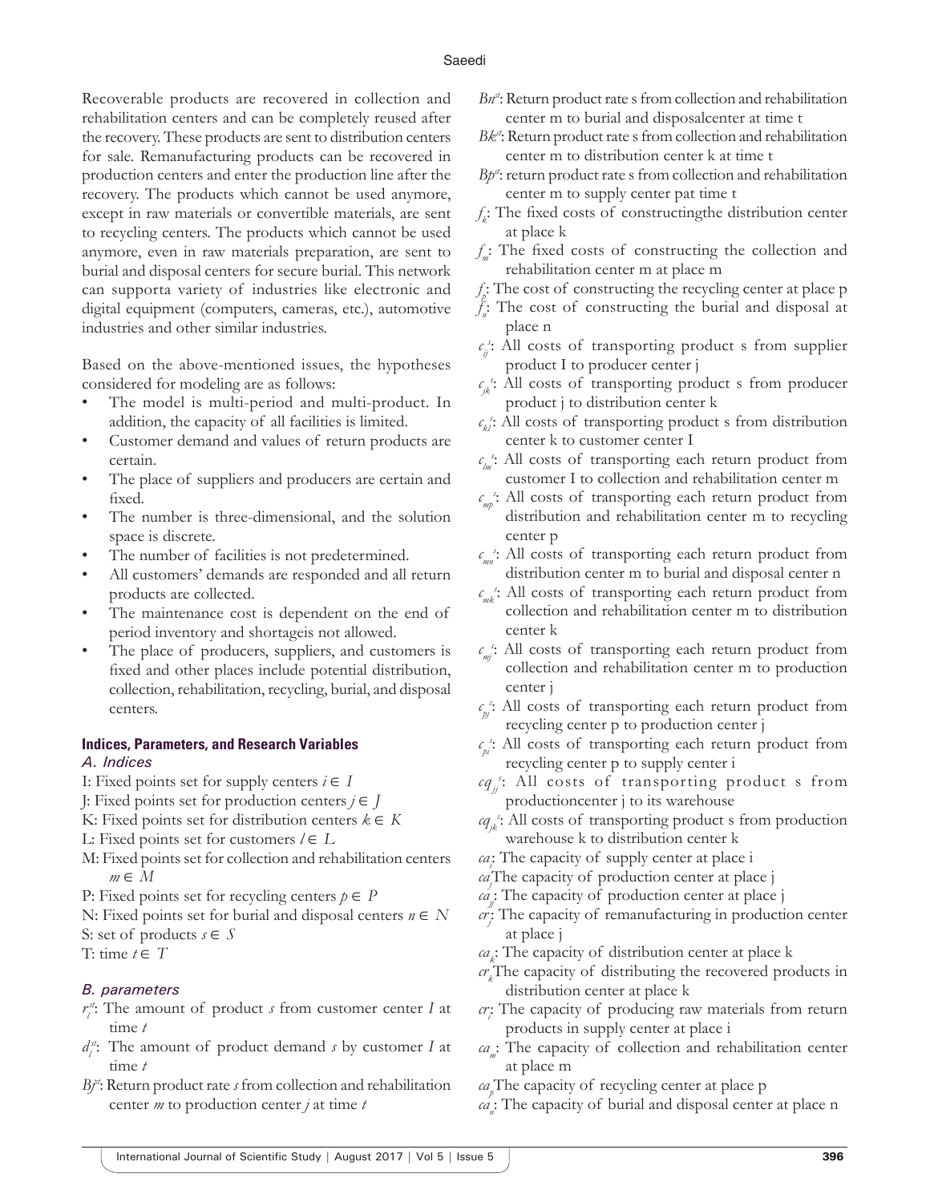Recoverable products are recovered in collection and rehabilitation centers and can be completely reused after the recovery. These products are sent to distribution centers for sale. Remanufacturing products can be recovered in production centers and enter the production line after the recovery. The products which cannot be used anymore, except in raw materials or convertible materials, are sent to recycling centers. The products which cannot be used anymore, even in raw materials preparation, are sent to burial and disposal centers for secure burial. This network can supporta variety of industries like electronic and digital equipment (computers, cameras, etc.), automotive industries and other similar industries.

Based on the above-mentioned issues, the hypotheses considered for modeling are as follows:

- The model is multi-period and multi-product. In addition, the capacity of all facilities is limited.
- Customer demand and values of return products are certain.
- The place of suppliers and producers are certain and fixed.
- The number is three-dimensional, and the solution space is discrete.
- The number of facilities is not predetermined.
- All customers' demands are responded and all return products are collected.
- The maintenance cost is dependent on the end of period inventory and shortageis not allowed.
- The place of producers, suppliers, and customers is fixed and other places include potential distribution, collection, rehabilitation, recycling, burial, and disposal centers.

### Indices, Parameters, and Research Variables

#### *A. Indices*

I: Fixed points set for supply centers $i \in I$

J: Fixed points set for production centers $j \in J$

K: Fixed points set for distribution centers $k \in K$

L: Fixed points set for customers $l \in L$

M: Fixed points set for collection and rehabilitation centers $m \in M$

P: Fixed points set for recycling centers $p \in P$

N: Fixed points set for burial and disposal centers $n \in N$

S: set of products $s \in S$

T: time $t \in T$

#### *B. parameters*

$r_l^{st}$: The amount of product *s* from customer center *I* at time *t*

$d_l^{st}$: The amount of product demand *s* by customer *I* at time *t*

$Bj^{st}$: Return product rate *s* from collection and rehabilitation center *m* to production center *j* at time *t*

$Bn^{st}$: Return product rate s from collection and rehabilitation center m to burial and disposalcenter at time t

$Bk^{st}$: Return product rate s from collection and rehabilitation center m to distribution center k at time t

$Bp^{st}$: return product rate s from collection and rehabilitation center m to supply center pat time t

$f_k$: The fixed costs of constructingthe distribution center at place k

$f_m$: The fixed costs of constructing the collection and rehabilitation center m at place m

$f_p$: The cost of constructing the recycling center at place p

$f_n$: The cost of constructing the burial and disposal at place n

$c_{ij}^s$: All costs of transporting product s from supplier product I to producer center j

$c_{jk}^s$: All costs of transporting product s from producer product j to distribution center k

$c_{kl}^s$: All costs of transporting product s from distribution center k to customer center I

$c_{lm}^s$: All costs of transporting each return product from customer I to collection and rehabilitation center m

$c_{mp}^s$: All costs of transporting each return product from distribution and rehabilitation center m to recycling center p

$c_{mn}^s$: All costs of transporting each return product from distribution center m to burial and disposal center n

$c_{mk}^s$: All costs of transporting each return product from collection and rehabilitation center m to distribution center k

$c_{mj}^s$: All costs of transporting each return product from collection and rehabilitation center m to production center j

$c_{pj}^s$: All costs of transporting each return product from recycling center p to production center j

$c_{pi}^s$: All costs of transporting each return product from recycling center p to supply center i

$cq_{jj}^s$: All costs of transporting product s from productioncenter j to its warehouse

$cq_{jk}^s$: All costs of transporting product s from production warehouse k to distribution center k

$ca_i$: The capacity of supply center at place i

$ca_j$The capacity of production center at place j

$ca_{jj}$: The capacity of production center at place j

$cr_j$: The capacity of remanufacturing in production center at place j

$ca_k$: The capacity of distribution center at place k

$cr_k$The capacity of distributing the recovered products in distribution center at place k

$cr_i$: The capacity of producing raw materials from return products in supply center at place i

$ca_m$: The capacity of collection and rehabilitation center at place m

$ca_p$The capacity of recycling center at place p

$ca_n$: The capacity of burial and disposal center at place n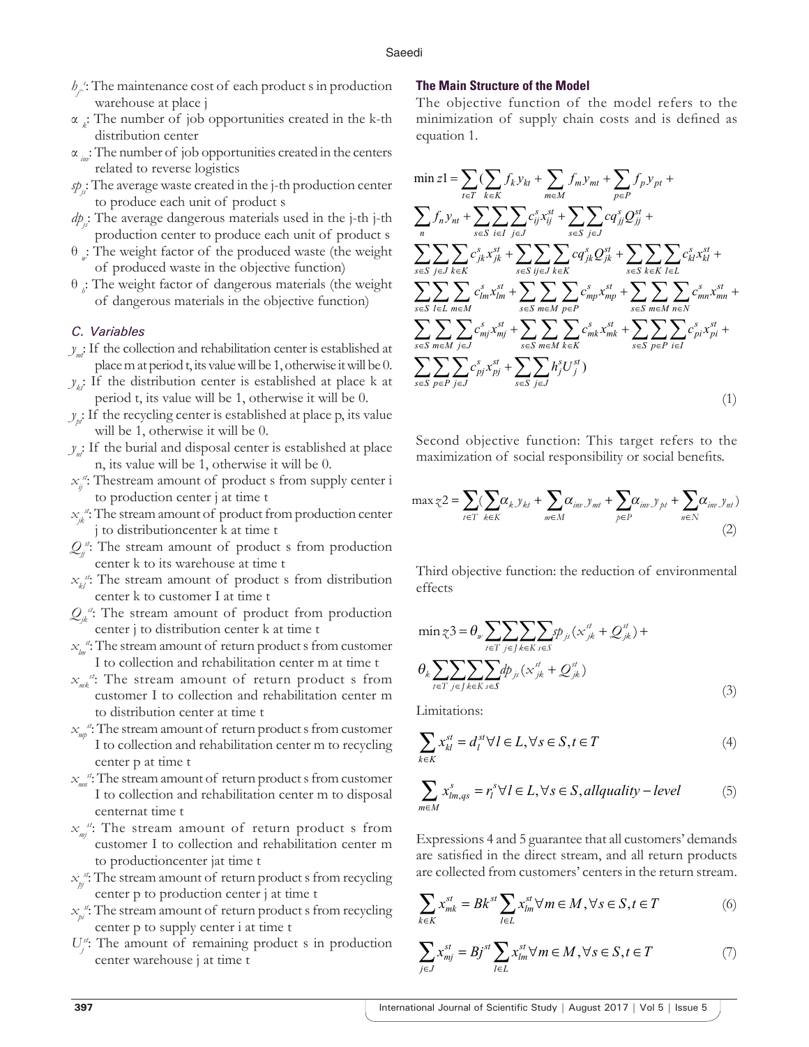$h_j^s$: The maintenance cost of each product s in production warehouse at place j

$\alpha_k$: The number of job opportunities created in the k-th distribution center

$\alpha_{inv}$: The number of job opportunities created in the centers related to reverse logistics

$sp_{js}$: The average waste created in the j-th production center to produce each unit of product s

$dp_{js}$: The average dangerous materials used in the j-th j-th production center to produce each unit of product s

$\theta_w$: The weight factor of the produced waste (the weight of produced waste in the objective function)

$\theta_h$: The weight factor of dangerous materials (the weight of dangerous materials in the objective function)

### C. Variables

$y_{mt}$: If the collection and rehabilitation center is established at place m at period t, its value will be 1, otherwise it will be 0.

$y_{kt}$: If the distribution center is established at place k at period t, its value will be 1, otherwise it will be 0.

$y_{pt}$: If the recycling center is established at place p, its value will be 1, otherwise it will be 0.

$y_{nt}$: If the burial and disposal center is established at place n, its value will be 1, otherwise it will be 0.

$x_{ij}^{st}$: Thestream amount of product s from supply center i to production center j at time t

$x_{jk}^{st}$: The stream amount of product from production center j to distributioncenter k at time t

$Q_{jj}^{st}$: The stream amount of product s from production center k to its warehouse at time t

$x_{kl}^{st}$: The stream amount of product s from distribution center k to customer I at time t

$Q_{jk}^{st}$: The stream amount of product from production center j to distribution center k at time t

$x_{lm}^{st}$: The stream amount of return product s from customer I to collection and rehabilitation center m at time t

$x_{mk}^{st}$: The stream amount of return product s from customer I to collection and rehabilitation center m to distribution center at time t

$x_{mp}^{st}$: The stream amount of return product s from customer I to collection and rehabilitation center m to recycling center p at time t

$x_{mn}^{st}$: The stream amount of return product s from customer I to collection and rehabilitation center m to disposal centernat time t

$x_{mj}^{st}$: The stream amount of return product s from customer I to collection and rehabilitation center m to productioncenter jat time t

$x_{pj}^{st}$: The stream amount of return product s from recycling center p to production center j at time t

$x_{pi}^{st}$: The stream amount of return product s from recycling center p to supply center i at time t

$U_j^{st}$: The amount of remaining product s in production center warehouse j at time t

### The Main Structure of the Model

The objective function of the model refers to the minimization of supply chain costs and is defined as equation 1.

$$\min z1 = \sum_{t\in T}\Big(\sum_{k\in K} f_k y_{kt} + \sum_{m\in M} f_m y_{mt} + \sum_{p\in P} f_p y_{pt} + \sum_{n} f_n y_{nt} + \sum_{s\in S}\sum_{i\in I}\sum_{j\in J} c_{ij}^s x_{ij}^{st} + \sum_{s\in S}\sum_{j\in J} cq_{jj}^s Q_{jj}^{st} + \sum_{s\in S}\sum_{j\in J}\sum_{k\in K} c_{jk}^s x_{jk}^{st} + \sum_{s\in S}\sum_{ij\in J}\sum_{k\in K} cq_{jk}^s Q_{jk}^{st} + \sum_{s\in S}\sum_{k\in K}\sum_{l\in L} c_{kl}^s x_{kl}^{st} + \sum_{s\in S}\sum_{l\in L}\sum_{m\in M} c_{lm}^s x_{lm}^{st} + \sum_{s\in S}\sum_{m\in M}\sum_{p\in P} c_{mp}^s x_{mp}^{st} + \sum_{s\in S}\sum_{m\in M}\sum_{n\in N} c_{mn}^s x_{mn}^{st} + \sum_{s\in S}\sum_{m\in M}\sum_{j\in J} c_{mj}^s x_{mj}^{st} + \sum_{s\in S}\sum_{m\in M}\sum_{k\in K} c_{mk}^s x_{mk}^{st} + \sum_{s\in S}\sum_{p\in P}\sum_{i\in I} c_{pi}^s x_{pi}^{st} + \sum_{s\in S}\sum_{p\in P}\sum_{j\in J} c_{pj}^s x_{pj}^{st} + \sum_{s\in S}\sum_{j\in J} h_j^s U_j^{st}\Big) \tag{1}$$

Second objective function: This target refers to the maximization of social responsibility or social benefits.

$$\max z2 = \sum_{t\in T}\Big(\sum_{k\in K}\alpha_k y_{kt} + \sum_{m\in M}\alpha_{inv} y_{mt} + \sum_{p\in P}\alpha_{inv} y_{pt} + \sum_{n\in N}\alpha_{inv} y_{nt}\Big) \tag{2}$$

Third objective function: the reduction of environmental effects

$$\min z3 = \theta_w \sum_{t\in T}\sum_{j\in J}\sum_{k\in K}\sum_{s\in S} sp_{js}(x_{jk}^{st} + Q_{jk}^{st}) + \theta_h \sum_{t\in T}\sum_{j\in J}\sum_{k\in K}\sum_{s\in S} dp_{js}(x_{jk}^{st} + Q_{jk}^{st}) \tag{3}$$

Limitations:

$$\sum_{k\in K} x_{kl}^{st} = d_l^{st}\ \forall l\in L, \forall s\in S, t\in T \tag{4}$$

$$\sum_{m\in M} x_{lm,qs}^{s} = r_l^s\ \forall l\in L, \forall s\in S, all quality-level \tag{5}$$

Expressions 4 and 5 guarantee that all customers' demands are satisfied in the direct stream, and all return products are collected from customers' centers in the return stream.

$$\sum_{k\in K} x_{mk}^{st} = Bk^{st}\sum_{l\in L} x_{lm}^{st}\ \forall m\in M, \forall s\in S, t\in T \tag{6}$$

$$\sum_{j\in J} x_{mj}^{st} = Bj^{st}\sum_{l\in L} x_{lm}^{st}\ \forall m\in M, \forall s\in S, t\in T \tag{7}$$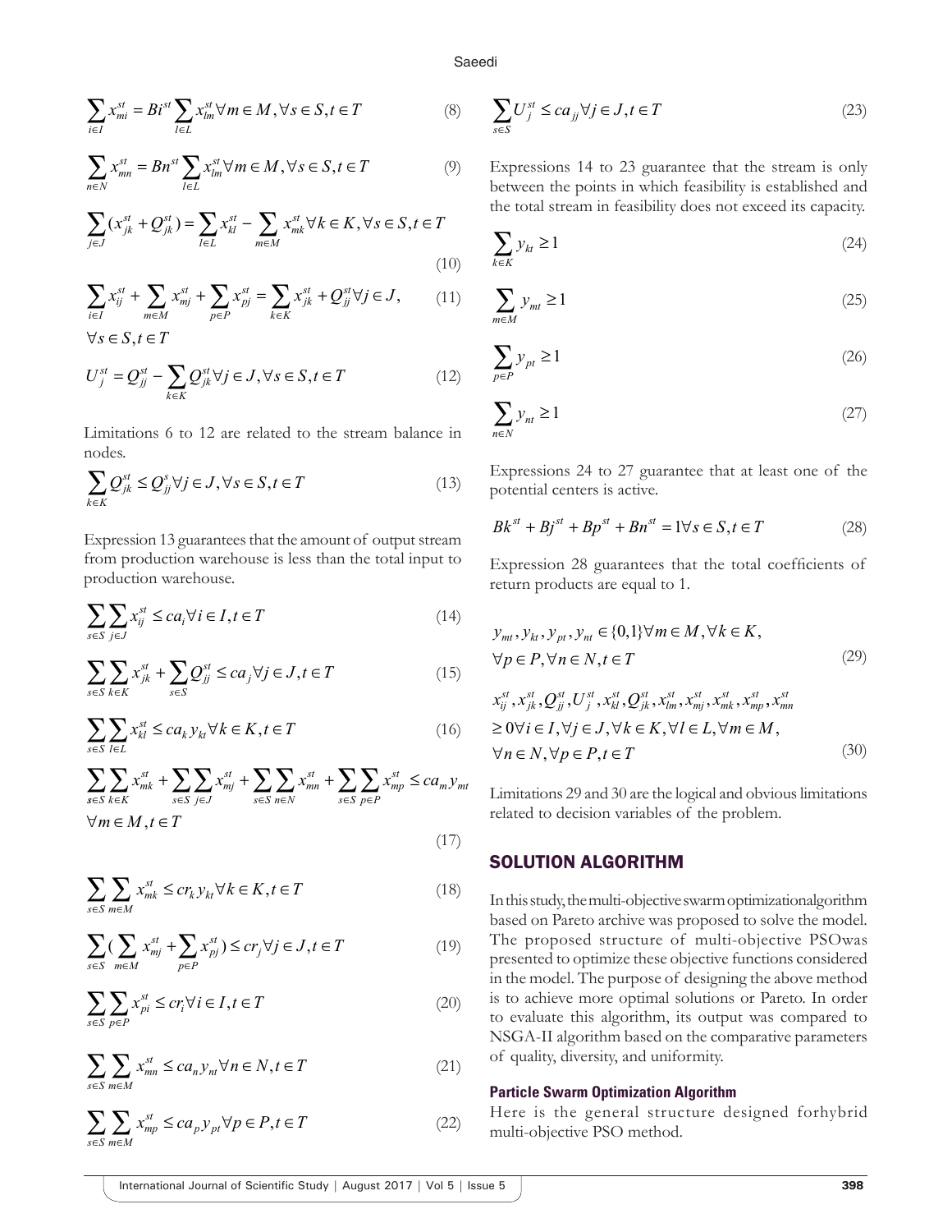$$\sum_{i \in I} x_{mi}^{st} = Bi^{st} \sum_{l \in L} x_{lm}^{st} \forall m \in M, \forall s \in S, t \in T \quad (8)$$

$$\sum_{n \in N} x_{mn}^{st} = Bn^{st} \sum_{l \in L} x_{lm}^{st} \forall m \in M, \forall s \in S, t \in T \quad (9)$$

$$\sum_{j \in J} (x_{jk}^{st} + Q_{jk}^{st}) = \sum_{l \in L} x_{kl}^{st} - \sum_{m \in M} x_{mk}^{st} \forall k \in K, \forall s \in S, t \in T \quad (10)$$

$$\sum_{i \in I} x_{ij}^{st} + \sum_{m \in M} x_{mj}^{st} + \sum_{p \in P} x_{pj}^{st} = \sum_{k \in K} x_{jk}^{st} + Q_{jj}^{st} \forall j \in J, \quad \forall s \in S, t \in T \quad (11)$$

$$U_j^{st} = Q_{jj}^{st} - \sum_{k \in K} Q_{jk}^{st} \forall j \in J, \forall s \in S, t \in T \quad (12)$$

Limitations 6 to 12 are related to the stream balance in nodes.

$$\sum_{k \in K} Q_{jk}^{st} \leq Q_{jj}^{s} \forall j \in J, \forall s \in S, t \in T \quad (13)$$

Expression 13 guarantees that the amount of output stream from production warehouse is less than the total input to production warehouse.

$$\sum_{s \in S} \sum_{j \in J} x_{ij}^{st} \leq ca_i \forall i \in I, t \in T \quad (14)$$

$$\sum_{s \in S} \sum_{k \in K} x_{jk}^{st} + \sum_{s \in S} Q_{jj}^{st} \leq ca_j \forall j \in J, t \in T \quad (15)$$

$$\sum_{s \in S} \sum_{l \in L} x_{kl}^{st} \leq ca_k y_{kt} \forall k \in K, t \in T \quad (16)$$

$$\sum_{s \in S} \sum_{k \in K} x_{mk}^{st} + \sum_{s \in S} \sum_{j \in J} x_{mj}^{st} + \sum_{s \in S} \sum_{n \in N} x_{mn}^{st} + \sum_{s \in S} \sum_{p \in P} x_{mp}^{st} \leq ca_m y_{mt} \quad \forall m \in M, t \in T \quad (17)$$

$$\sum_{s \in S} \sum_{m \in M} x_{mk}^{st} \leq cr_k y_{kt} \forall k \in K, t \in T \quad (18)$$

$$\sum_{s \in S} \Big( \sum_{m \in M} x_{mj}^{st} + \sum_{p \in P} x_{pj}^{st} \Big) \leq cr_j \forall j \in J, t \in T \quad (19)$$

$$\sum_{s \in S} \sum_{p \in P} x_{pi}^{st} \leq cr_i \forall i \in I, t \in T \quad (20)$$

$$\sum_{s \in S} \sum_{m \in M} x_{mn}^{st} \leq ca_n y_{nt} \forall n \in N, t \in T \quad (21)$$

$$\sum_{s \in S} \sum_{m \in M} x_{mp}^{st} \leq ca_p y_{pt} \forall p \in P, t \in T \quad (22)$$

$$\sum_{s \in S} U_j^{st} \leq ca_{jj} \forall j \in J, t \in T \quad (23)$$

Expressions 14 to 23 guarantee that the stream is only between the points in which feasibility is established and the total stream in feasibility does not exceed its capacity.

$$\sum_{k \in K} y_{kt} \geq 1 \quad (24)$$

$$\sum_{m \in M} y_{mt} \geq 1 \quad (25)$$

$$\sum_{p \in P} y_{pt} \geq 1 \quad (26)$$

$$\sum_{n \in N} y_{nt} \geq 1 \quad (27)$$

Expressions 24 to 27 guarantee that at least one of the potential centers is active.

$$Bk^{st} + Bj^{st} + Bp^{st} + Bn^{st} = 1 \forall s \in S, t \in T \quad (28)$$

Expression 28 guarantees that the total coefficients of return products are equal to 1.

$$y_{mt}, y_{kt}, y_{pt}, y_{nt} \in \{0,1\} \forall m \in M, \forall k \in K, \forall p \in P, \forall n \in N, t \in T \quad (29)$$

$$x_{ij}^{st}, x_{jk}^{st}, Q_{jj}^{st}, U_j^{st}, x_{kl}^{st}, Q_{jk}^{st}, x_{lm}^{st}, x_{mj}^{st}, x_{mk}^{st}, x_{mp}^{st}, x_{mn}^{st} \geq 0 \forall i \in I, \forall j \in J, \forall k \in K, \forall l \in L, \forall m \in M, \forall n \in N, \forall p \in P, t \in T \quad (30)$$

Limitations 29 and 30 are the logical and obvious limitations related to decision variables of the problem.

## SOLUTION ALGORITHM

In this study, the multi-objective swarm optimizationalgorithm based on Pareto archive was proposed to solve the model. The proposed structure of multi-objective PSOwas presented to optimize these objective functions considered in the model. The purpose of designing the above method is to achieve more optimal solutions or Pareto. In order to evaluate this algorithm, its output was compared to NSGA-II algorithm based on the comparative parameters of quality, diversity, and uniformity.

### Particle Swarm Optimization Algorithm

Here is the general structure designed forhybrid multi-objective PSO method.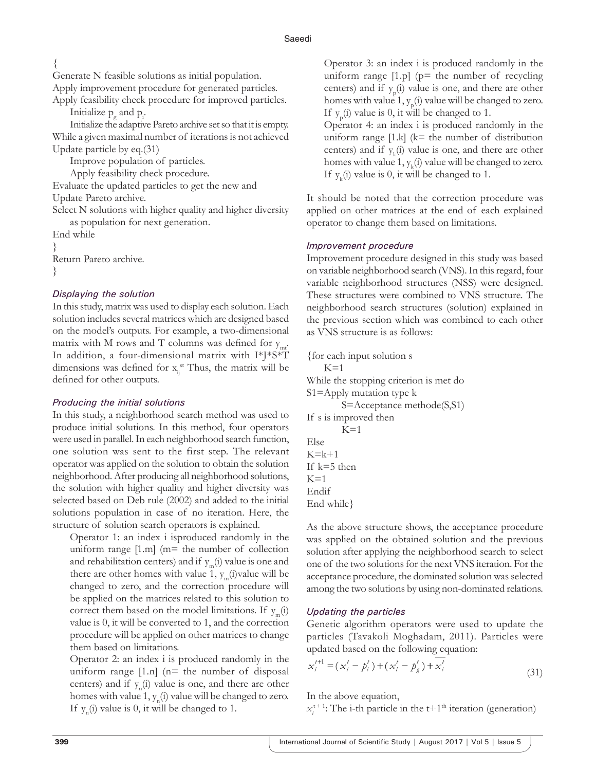{
Generate N feasible solutions as initial population.
Apply improvement procedure for generated particles.
Apply feasibility check procedure for improved particles.
Initialize $p_g$ and $p_i$.
Initialize the adaptive Pareto archive set so that it is empty.
While a given maximal number of iterations is not achieved
Update particle by eq.(31)
Improve population of particles.
Apply feasibility check procedure.
Evaluate the updated particles to get the new and
Update Pareto archive.
Select N solutions with higher quality and higher diversity as population for next generation.
End while
}
Return Pareto archive.
}

### *Displaying the solution*

In this study, matrix was used to display each solution. Each solution includes several matrices which are designed based on the model's outputs. For example, a two-dimensional matrix with M rows and T columns was defined for $y_{mt}$. In addition, a four-dimensional matrix with I*J*S*T dimensions was defined for $x_{ij}^{st}$ Thus, the matrix will be defined for other outputs.

### *Producing the initial solutions*

In this study, a neighborhood search method was used to produce initial solutions. In this method, four operators were used in parallel. In each neighborhood search function, one solution was sent to the first step. The relevant operator was applied on the solution to obtain the solution neighborhood. After producing all neighborhood solutions, the solution with higher quality and higher diversity was selected based on Deb rule (2002) and added to the initial solutions population in case of no iteration. Here, the structure of solution search operators is explained.

Operator 1: an index i isproduced randomly in the uniform range [1.m] (m= the number of collection and rehabilitation centers) and if $y_m(i)$ value is one and there are other homes with value 1, $y_m(i)$value will be changed to zero, and the correction procedure will be applied on the matrices related to this solution to correct them based on the model limitations. If $y_m(i)$ value is 0, it will be converted to 1, and the correction procedure will be applied on other matrices to change them based on limitations.

Operator 2: an index i is produced randomly in the uniform range [1.n] (n= the number of disposal centers) and if $y_n(i)$ value is one, and there are other homes with value 1, $y_n(i)$ value will be changed to zero. If $y_n(i)$ value is 0, it will be changed to 1.

Operator 3: an index i is produced randomly in the uniform range [1.p] (p= the number of recycling centers) and if $y_p(i)$ value is one, and there are other homes with value 1, $y_p(i)$ value will be changed to zero. If $y_p(i)$ value is 0, it will be changed to 1.

Operator 4: an index i is produced randomly in the uniform range [1.k] (k= the number of distribution centers) and if $y_k(i)$ value is one, and there are other homes with value 1, $y_k(i)$ value will be changed to zero. If $y_k(i)$ value is 0, it will be changed to 1.

It should be noted that the correction procedure was applied on other matrices at the end of each explained operator to change them based on limitations.

### *Improvement procedure*

Improvement procedure designed in this study was based on variable neighborhood search (VNS). In this regard, four variable neighborhood structures (NSS) were designed. These structures were combined to VNS structure. The neighborhood search structures (solution) explained in the previous section which was combined to each other as VNS structure is as follows:

{for each input solution s
K=1
While the stopping criterion is met do
S1=Apply mutation type k
S=Acceptance methode(S,S1)
If s is improved then
K=1
Else
K=k+1
If k=5 then
K=1
Endif
End while}

As the above structure shows, the acceptance procedure was applied on the obtained solution and the previous solution after applying the neighborhood search to select one of the two solutions for the next VNS iteration. For the acceptance procedure, the dominated solution was selected among the two solutions by using non-dominated relations.

### *Updating the particles*

Genetic algorithm operators were used to update the particles (Tavakoli Moghadam, 2011). Particles were updated based on the following equation:

$$x_i^{t+1} = (x_i^t - p_i^t) + (x_i^t - p_g^t) + \overline{x_i^t} \tag{31}$$

In the above equation,

$x_i^{t+1}$: The i-th particle in the t+1[th] iteration (generation)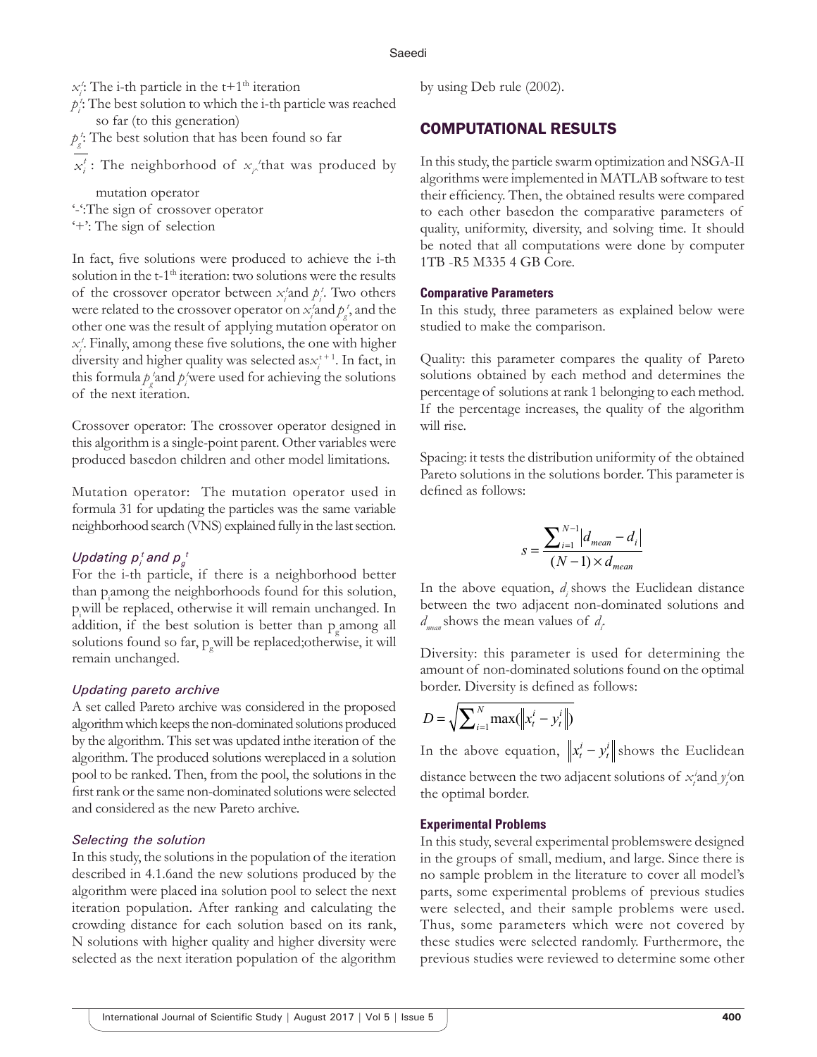$x_i^t$: The i-th particle in the t+1[th] iteration

$p_i^t$: The best solution to which the i-th particle was reached so far (to this generation)

$p_g^t$: The best solution that has been found so far

$\overline{x_i^t}$ : The neighborhood of $x_i^t$ that was produced by mutation operator

'-':The sign of crossover operator

'+': The sign of selection

In fact, five solutions were produced to achieve the i-th solution in the t-1[th] iteration: two solutions were the results of the crossover operator between $x_i^t$ and $p_i^t$. Two others were related to the crossover operator on $x_i^t$ and $p_g^t$, and the other one was the result of applying mutation operator on $x_i^t$. Finally, among these five solutions, the one with higher diversity and higher quality was selected as $x_i^{t+1}$. In fact, in this formula $p_g^t$ and $p_i^t$ were used for achieving the solutions of the next iteration.

Crossover operator: The crossover operator designed in this algorithm is a single-point parent. Other variables were produced basedon children and other model limitations.

Mutation operator: The mutation operator used in formula 31 for updating the particles was the same variable neighborhood search (VNS) explained fully in the last section.

### *Updating $p_i^t$ and $p_g^t$*

For the i-th particle, if there is a neighborhood better than $p_i$ among the neighborhoods found for this solution, $p_i$ will be replaced, otherwise it will remain unchanged. In addition, if the best solution is better than $p_g$ among all solutions found so far, $p_g$ will be replaced;otherwise, it will remain unchanged.

### *Updating pareto archive*

A set called Pareto archive was considered in the proposed algorithm which keeps the non-dominated solutions produced by the algorithm. This set was updated inthe iteration of the algorithm. The produced solutions wereplaced in a solution pool to be ranked. Then, from the pool, the solutions in the first rank or the same non-dominated solutions were selected and considered as the new Pareto archive.

### *Selecting the solution*

In this study, the solutions in the population of the iteration described in 4.1.6and the new solutions produced by the algorithm were placed ina solution pool to select the next iteration population. After ranking and calculating the crowding distance for each solution based on its rank, N solutions with higher quality and higher diversity were selected as the next iteration population of the algorithm by using Deb rule (2002).

## COMPUTATIONAL RESULTS

In this study, the particle swarm optimization and NSGA-II algorithms were implemented in MATLAB software to test their efficiency. Then, the obtained results were compared to each other basedon the comparative parameters of quality, uniformity, diversity, and solving time. It should be noted that all computations were done by computer 1TB -R5 M335 4 GB Core.

### Comparative Parameters

In this study, three parameters as explained below were studied to make the comparison.

Quality: this parameter compares the quality of Pareto solutions obtained by each method and determines the percentage of solutions at rank 1 belonging to each method. If the percentage increases, the quality of the algorithm will rise.

Spacing: it tests the distribution uniformity of the obtained Pareto solutions in the solutions border. This parameter is defined as follows:

$$s = \frac{\sum_{i=1}^{N-1} \left| d_{mean} - d_i \right|}{(N-1) \times d_{mean}}$$

In the above equation, $d_i$ shows the Euclidean distance between the two adjacent non-dominated solutions and $d_{mean}$ shows the mean values of $d_i$.

Diversity: this parameter is used for determining the amount of non-dominated solutions found on the optimal border. Diversity is defined as follows:

$$D = \sqrt{\sum_{i=1}^{N} \max(\left\| x_t^i - y_t^i \right\|)}$$

In the above equation, $\left\| x_t^i - y_t^i \right\|$ shows the Euclidean distance between the two adjacent solutions of $x_t^i$ and $y_t^i$ on the optimal border.

### Experimental Problems

In this study, several experimental problemswere designed in the groups of small, medium, and large. Since there is no sample problem in the literature to cover all model's parts, some experimental problems of previous studies were selected, and their sample problems were used. Thus, some parameters which were not covered by these studies were selected randomly. Furthermore, the previous studies were reviewed to determine some other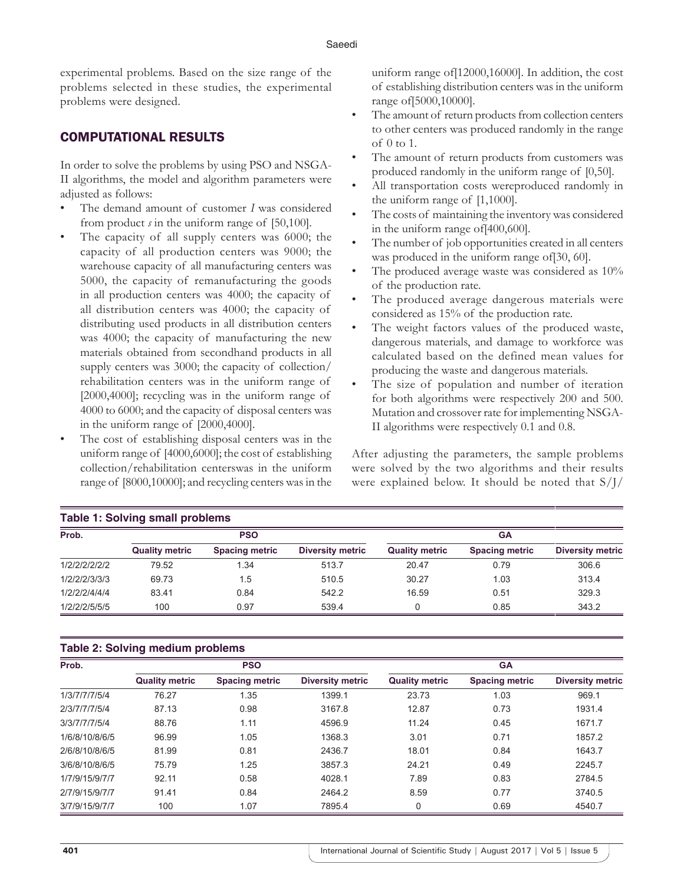experimental problems. Based on the size range of the problems selected in these studies, the experimental problems were designed.

## COMPUTATIONAL RESULTS

In order to solve the problems by using PSO and NSGA-II algorithms, the model and algorithm parameters were adjusted as follows:

- The demand amount of customer *I* was considered from product *s* in the uniform range of [50,100].
- The capacity of all supply centers was 6000; the capacity of all production centers was 9000; the warehouse capacity of all manufacturing centers was 5000, the capacity of remanufacturing the goods in all production centers was 4000; the capacity of all distribution centers was 4000; the capacity of distributing used products in all distribution centers was 4000; the capacity of manufacturing the new materials obtained from secondhand products in all supply centers was 3000; the capacity of collection/rehabilitation centers was in the uniform range of [2000,4000]; recycling was in the uniform range of 4000 to 6000; and the capacity of disposal centers was in the uniform range of [2000,4000].
- The cost of establishing disposal centers was in the uniform range of [4000,6000]; the cost of establishing collection/rehabilitation centerswas in the uniform range of [8000,10000]; and recycling centers was in the uniform range of[12000,16000]. In addition, the cost of establishing distribution centers was in the uniform range of[5000,10000].
- The amount of return products from collection centers to other centers was produced randomly in the range of 0 to 1.
- The amount of return products from customers was produced randomly in the uniform range of [0,50].
- All transportation costs wereproduced randomly in the uniform range of [1,1000].
- The costs of maintaining the inventory was considered in the uniform range of[400,600].
- The number of job opportunities created in all centers was produced in the uniform range of[30, 60].
- The produced average waste was considered as 10% of the production rate.
- The produced average dangerous materials were considered as 15% of the production rate.
- The weight factors values of the produced waste, dangerous materials, and damage to workforce was calculated based on the defined mean values for producing the waste and dangerous materials.
- The size of population and number of iteration for both algorithms were respectively 200 and 500. Mutation and crossover rate for implementing NSGA-II algorithms were respectively 0.1 and 0.8.

After adjusting the parameters, the sample problems were solved by the two algorithms and their results were explained below. It should be noted that S/J/

**Table 1: Solving small problems**

| Prob. | PSO | | | GA | | |
|---|---|---|---|---|---|---|
| | Quality metric | Spacing metric | Diversity metric | Quality metric | Spacing metric | Diversity metric |
| 1/2/2/2/2/2/2 | 79.52 | 1.34 | 513.7 | 20.47 | 0.79 | 306.6 |
| 1/2/2/2/3/3/3 | 69.73 | 1.5 | 510.5 | 30.27 | 1.03 | 313.4 |
| 1/2/2/2/4/4/4 | 83.41 | 0.84 | 542.2 | 16.59 | 0.51 | 329.3 |
| 1/2/2/2/5/5/5 | 100 | 0.97 | 539.4 | 0 | 0.85 | 343.2 |

**Table 2: Solving medium problems**

| Prob. | PSO | | | GA | | |
|---|---|---|---|---|---|---|
| | Quality metric | Spacing metric | Diversity metric | Quality metric | Spacing metric | Diversity metric |
| 1/3/7/7/7/5/4 | 76.27 | 1.35 | 1399.1 | 23.73 | 1.03 | 969.1 |
| 2/3/7/7/7/5/4 | 87.13 | 0.98 | 3167.8 | 12.87 | 0.73 | 1931.4 |
| 3/3/7/7/7/5/4 | 88.76 | 1.11 | 4596.9 | 11.24 | 0.45 | 1671.7 |
| 1/6/8/10/8/6/5 | 96.99 | 1.05 | 1368.3 | 3.01 | 0.71 | 1857.2 |
| 2/6/8/10/8/6/5 | 81.99 | 0.81 | 2436.7 | 18.01 | 0.84 | 1643.7 |
| 3/6/8/10/8/6/5 | 75.79 | 1.25 | 3857.3 | 24.21 | 0.49 | 2245.7 |
| 1/7/9/15/9/7/7 | 92.11 | 0.58 | 4028.1 | 7.89 | 0.83 | 2784.5 |
| 2/7/9/15/9/7/7 | 91.41 | 0.84 | 2464.2 | 8.59 | 0.77 | 3740.5 |
| 3/7/9/15/9/7/7 | 100 | 1.07 | 7895.4 | 0 | 0.69 | 4540.7 |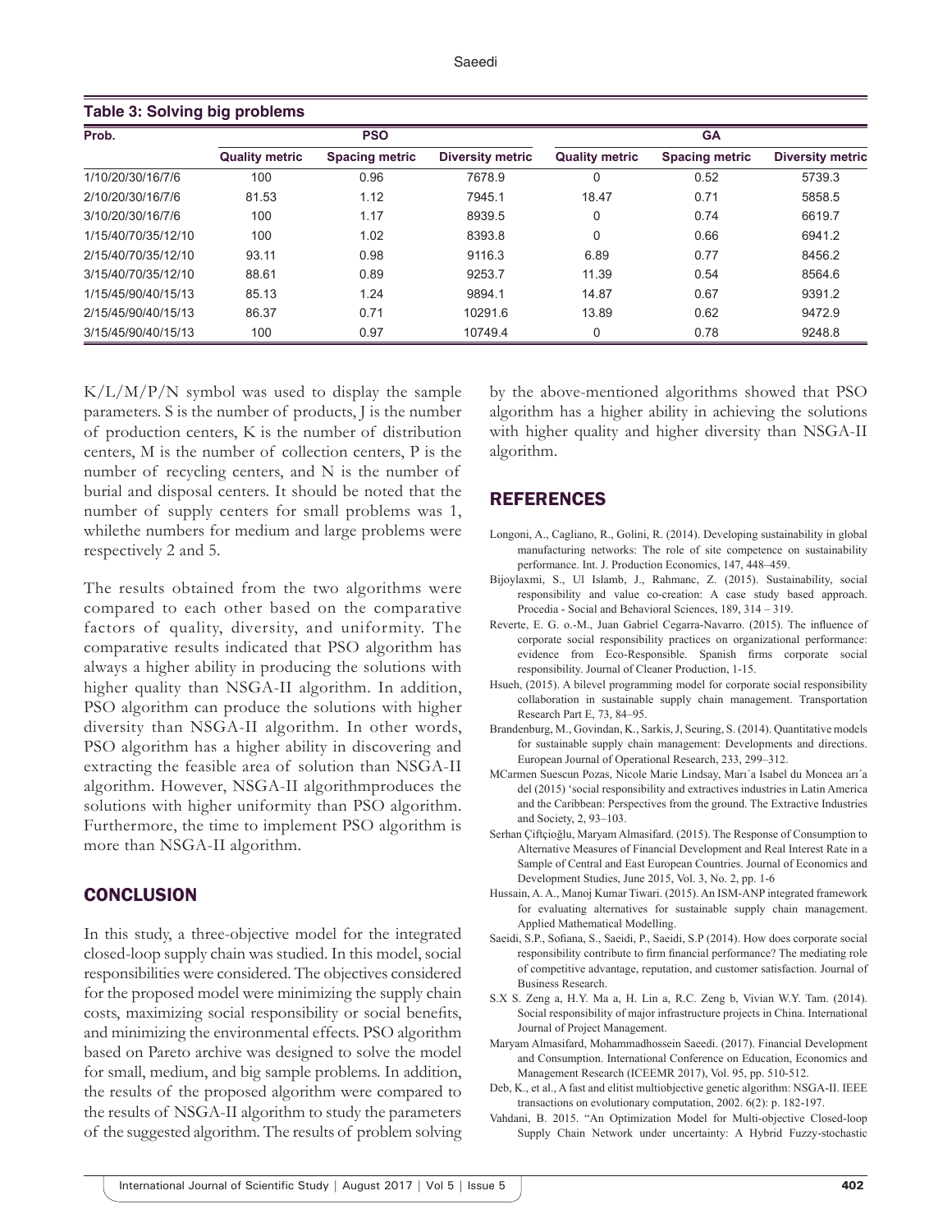**Table 3: Solving big problems**

| Prob. | PSO | | | GA | | |
|---|---|---|---|---|---|---|
| | Quality metric | Spacing metric | Diversity metric | Quality metric | Spacing metric | Diversity metric |
| 1/10/20/30/16/7/6 | 100 | 0.96 | 7678.9 | 0 | 0.52 | 5739.3 |
| 2/10/20/30/16/7/6 | 81.53 | 1.12 | 7945.1 | 18.47 | 0.71 | 5858.5 |
| 3/10/20/30/16/7/6 | 100 | 1.17 | 8939.5 | 0 | 0.74 | 6619.7 |
| 1/15/40/70/35/12/10 | 100 | 1.02 | 8393.8 | 0 | 0.66 | 6941.2 |
| 2/15/40/70/35/12/10 | 93.11 | 0.98 | 9116.3 | 6.89 | 0.77 | 8456.2 |
| 3/15/40/70/35/12/10 | 88.61 | 0.89 | 9253.7 | 11.39 | 0.54 | 8564.6 |
| 1/15/45/90/40/15/13 | 85.13 | 1.24 | 9894.1 | 14.87 | 0.67 | 9391.2 |
| 2/15/45/90/40/15/13 | 86.37 | 0.71 | 10291.6 | 13.89 | 0.62 | 9472.9 |
| 3/15/45/90/40/15/13 | 100 | 0.97 | 10749.4 | 0 | 0.78 | 9248.8 |

K/L/M/P/N symbol was used to display the sample parameters. S is the number of products, J is the number of production centers, K is the number of distribution centers, M is the number of collection centers, P is the number of recycling centers, and N is the number of burial and disposal centers. It should be noted that the number of supply centers for small problems was 1, whilethe numbers for medium and large problems were respectively 2 and 5.

The results obtained from the two algorithms were compared to each other based on the comparative factors of quality, diversity, and uniformity. The comparative results indicated that PSO algorithm has always a higher ability in producing the solutions with higher quality than NSGA-II algorithm. In addition, PSO algorithm can produce the solutions with higher diversity than NSGA-II algorithm. In other words, PSO algorithm has a higher ability in discovering and extracting the feasible area of solution than NSGA-II algorithm. However, NSGA-II algorithmproduces the solutions with higher uniformity than PSO algorithm. Furthermore, the time to implement PSO algorithm is more than NSGA-II algorithm.

## CONCLUSION

In this study, a three-objective model for the integrated closed-loop supply chain was studied. In this model, social responsibilities were considered. The objectives considered for the proposed model were minimizing the supply chain costs, maximizing social responsibility or social benefits, and minimizing the environmental effects. PSO algorithm based on Pareto archive was designed to solve the model for small, medium, and big sample problems. In addition, the results of the proposed algorithm were compared to the results of NSGA-II algorithm to study the parameters of the suggested algorithm. The results of problem solving by the above-mentioned algorithms showed that PSO algorithm has a higher ability in achieving the solutions with higher quality and higher diversity than NSGA-II algorithm.

## REFERENCES

Longoni, A., Cagliano, R., Golini, R. (2014). Developing sustainability in global manufacturing networks: The role of site competence on sustainability performance. Int. J. Production Economics, 147, 448–459.

Bijoylaxmi, S., Ul Islamb, J., Rahmanc, Z. (2015). Sustainability, social responsibility and value co-creation: A case study based approach. Procedia - Social and Behavioral Sciences, 189, 314 – 319.

Reverte, E. G. o.-M., Juan Gabriel Cegarra-Navarro. (2015). The influence of corporate social responsibility practices on organizational performance: evidence from Eco-Responsible. Spanish firms corporate social responsibility. Journal of Cleaner Production, 1-15.

Hsueh, (2015). A bilevel programming model for corporate social responsibility collaboration in sustainable supply chain management. Transportation Research Part E, 73, 84–95.

Brandenburg, M., Govindan, K., Sarkis, J, Seuring, S. (2014). Quantitative models for sustainable supply chain management: Developments and directions. European Journal of Operational Research, 233, 299–312.

MCarmen Suescun Pozas, Nicole Marie Lindsay, Marı´a Isabel du Moncea arı´a del (2015) 'social responsibility and extractives industries in Latin America and the Caribbean: Perspectives from the ground. The Extractive Industries and Society, 2, 93–103.

Serhan Çiftçioğlu, Maryam Almasifard. (2015). The Response of Consumption to Alternative Measures of Financial Development and Real Interest Rate in a Sample of Central and East European Countries. Journal of Economics and Development Studies, June 2015, Vol. 3, No. 2, pp. 1-6

Hussain, A. A., Manoj Kumar Tiwari. (2015). An ISM-ANP integrated framework for evaluating alternatives for sustainable supply chain management. Applied Mathematical Modelling.

Saeidi, S.P., Sofiana, S., Saeidi, P., Saeidi, S.P (2014). How does corporate social responsibility contribute to firm financial performance? The mediating role of competitive advantage, reputation, and customer satisfaction. Journal of Business Research.

S.X S. Zeng a, H.Y. Ma a, H. Lin a, R.C. Zeng b, Vivian W.Y. Tam. (2014). Social responsibility of major infrastructure projects in China. International Journal of Project Management.

Maryam Almasifard, Mohammadhossein Saeedi. (2017). Financial Development and Consumption. International Conference on Education, Economics and Management Research (ICEEMR 2017), Vol. 95, pp. 510-512.

Deb, K., et al., A fast and elitist multiobjective genetic algorithm: NSGA-II. IEEE transactions on evolutionary computation, 2002. 6(2): p. 182-197.

Vahdani, B. 2015. "An Optimization Model for Multi-objective Closed-loop Supply Chain Network under uncertainty: A Hybrid Fuzzy-stochastic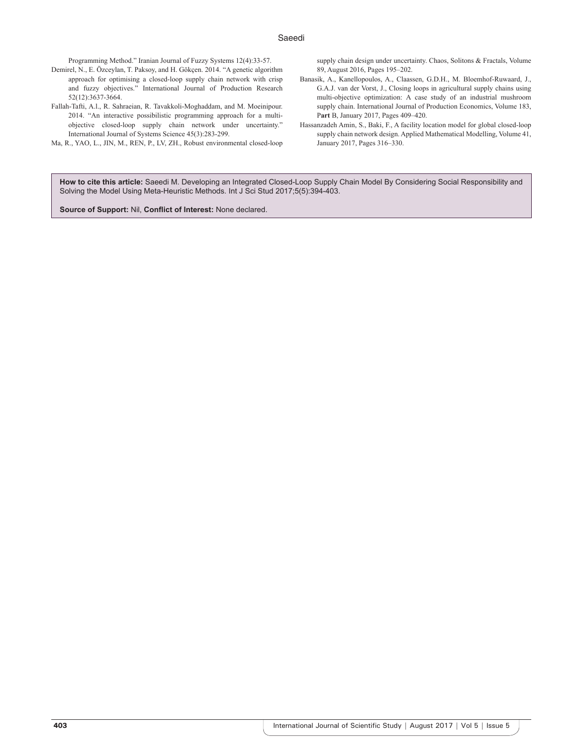Programming Method." Iranian Journal of Fuzzy Systems 12(4):33-57.

Demirel, N., E. Özceylan, T. Paksoy, and H. Gökçen. 2014. "A genetic algorithm approach for optimising a closed-loop supply chain network with crisp and fuzzy objectives." International Journal of Production Research 52(12):3637-3664.

Fallah-Tafti, A.l., R. Sahraeian, R. Tavakkoli-Moghaddam, and M. Moeinipour. 2014. "An interactive possibilistic programming approach for a multi-objective closed-loop supply chain network under uncertainty." International Journal of Systems Science 45(3):283-299.

Ma, R., YAO, L., JIN, M., REN, P., LV, ZH., Robust environmental closed-loop supply chain design under uncertainty. Chaos, Solitons & Fractals, Volume 89, August 2016, Pages 195–202.

Banasik, A., Kanellopoulos, A., Claassen, G.D.H., M. Bloemhof-Ruwaard, J., G.A.J. van der Vorst, J., Closing loops in agricultural supply chains using multi-objective optimization: A case study of an industrial mushroom supply chain. International Journal of Production Economics, Volume 183, P**art** B, January 2017, Pages 409–420.

Hassanzadeh Amin, S., Baki, F., A facility location model for global closed-loop supply chain network design. Applied Mathematical Modelling, Volume 41, January 2017, Pages 316–330.

**How to cite this article:** Saeedi M. Developing an Integrated Closed-Loop Supply Chain Model By Considering Social Responsibility and Solving the Model Using Meta-Heuristic Methods. Int J Sci Stud 2017;5(5):394-403.

**Source of Support:** Nil, **Conflict of Interest:** None declared.